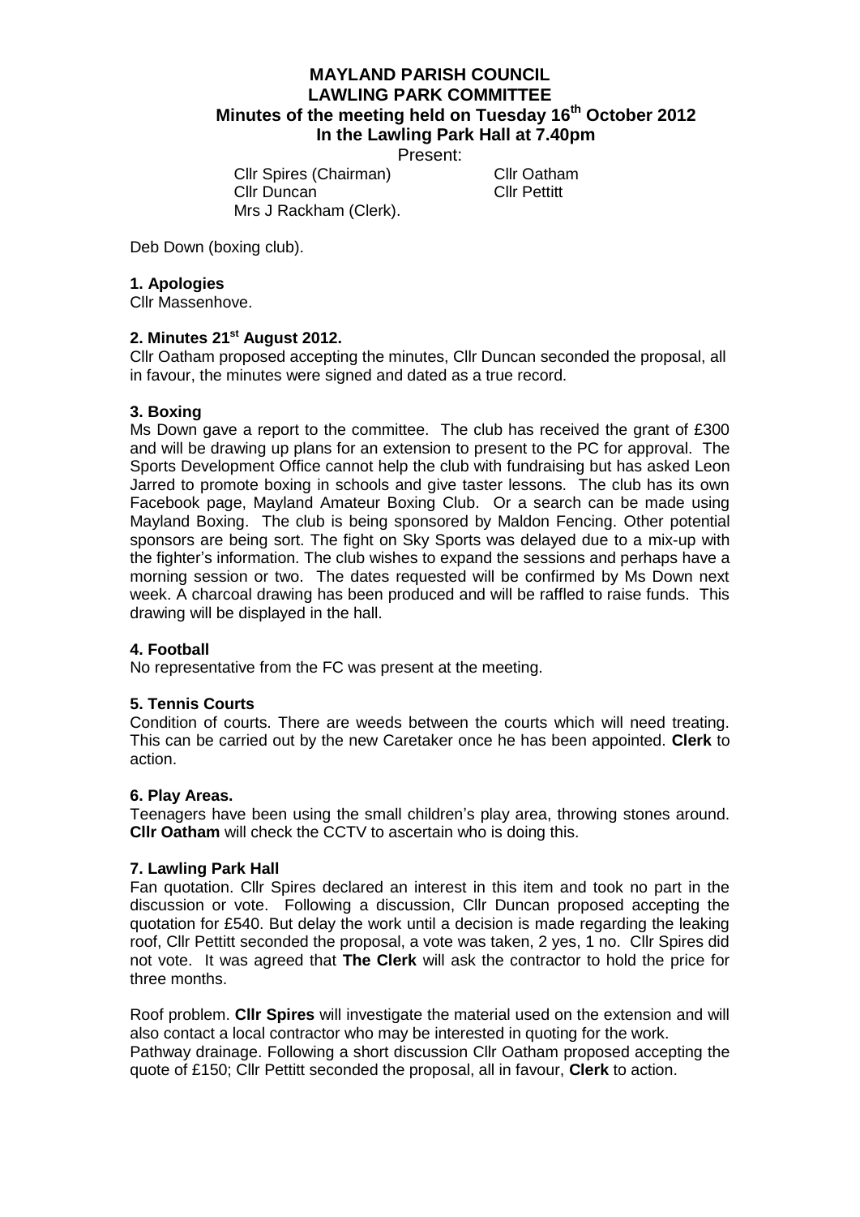# MAYLAND PARISH COUNCIL
## LAWLING PARK COMMITTEE
### Minutes of the meeting held on Tuesday 16th October 2012
### In the Lawling Park Hall at 7.40pm

Present:

Cllr Spires (Chairman)
Cllr Oatham
Cllr Duncan
Cllr Pettitt
Mrs J Rackham (Clerk).

Deb Down (boxing club).

**1. Apologies**

Cllr Massenhove.

**2. Minutes 21st August 2012.**

Cllr Oatham proposed accepting the minutes, Cllr Duncan seconded the proposal, all in favour, the minutes were signed and dated as a true record.

**3. Boxing**

Ms Down gave a report to the committee. The club has received the grant of £300 and will be drawing up plans for an extension to present to the PC for approval. The Sports Development Office cannot help the club with fundraising but has asked Leon Jarred to promote boxing in schools and give taster lessons. The club has its own Facebook page, Mayland Amateur Boxing Club. Or a search can be made using Mayland Boxing. The club is being sponsored by Maldon Fencing. Other potential sponsors are being sort. The fight on Sky Sports was delayed due to a mix-up with the fighter's information. The club wishes to expand the sessions and perhaps have a morning session or two. The dates requested will be confirmed by Ms Down next week. A charcoal drawing has been produced and will be raffled to raise funds. This drawing will be displayed in the hall.

**4. Football**

No representative from the FC was present at the meeting.

**5. Tennis Courts**

Condition of courts. There are weeds between the courts which will need treating. This can be carried out by the new Caretaker once he has been appointed. **Clerk** to action.

**6. Play Areas.**

Teenagers have been using the small children's play area, throwing stones around. **Cllr Oatham** will check the CCTV to ascertain who is doing this.

**7. Lawling Park Hall**

Fan quotation. Cllr Spires declared an interest in this item and took no part in the discussion or vote. Following a discussion, Cllr Duncan proposed accepting the quotation for £540. But delay the work until a decision is made regarding the leaking roof, Cllr Pettitt seconded the proposal, a vote was taken, 2 yes, 1 no. Cllr Spires did not vote. It was agreed that **The Clerk** will ask the contractor to hold the price for three months.

Roof problem. **Cllr Spires** will investigate the material used on the extension and will also contact a local contractor who may be interested in quoting for the work.
Pathway drainage. Following a short discussion Cllr Oatham proposed accepting the quote of £150; Cllr Pettitt seconded the proposal, all in favour, **Clerk** to action.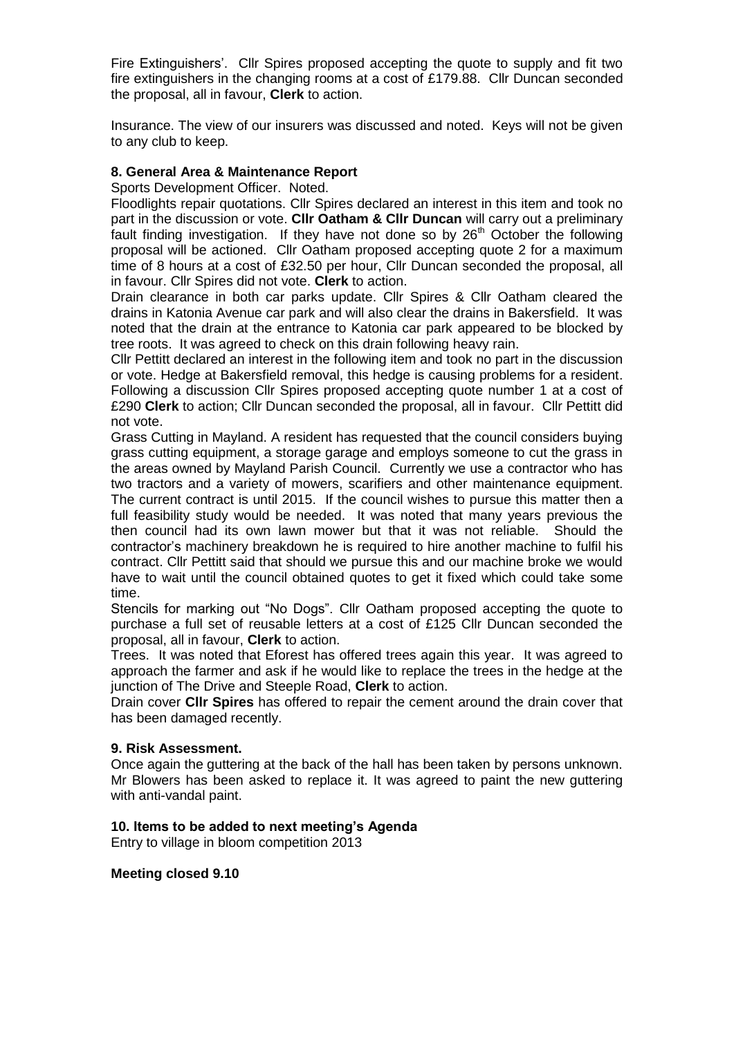Fire Extinguishers'. Cllr Spires proposed accepting the quote to supply and fit two fire extinguishers in the changing rooms at a cost of £179.88. Cllr Duncan seconded the proposal, all in favour, **Clerk** to action.

Insurance. The view of our insurers was discussed and noted. Keys will not be given to any club to keep.

**8. General Area & Maintenance Report**

Sports Development Officer. Noted.

Floodlights repair quotations. Cllr Spires declared an interest in this item and took no part in the discussion or vote. **Cllr Oatham & Cllr Duncan** will carry out a preliminary fault finding investigation. If they have not done so by 26th October the following proposal will be actioned. Cllr Oatham proposed accepting quote 2 for a maximum time of 8 hours at a cost of £32.50 per hour, Cllr Duncan seconded the proposal, all in favour. Cllr Spires did not vote. **Clerk** to action.

Drain clearance in both car parks update. Cllr Spires & Cllr Oatham cleared the drains in Katonia Avenue car park and will also clear the drains in Bakersfield. It was noted that the drain at the entrance to Katonia car park appeared to be blocked by tree roots. It was agreed to check on this drain following heavy rain.

Cllr Pettitt declared an interest in the following item and took no part in the discussion or vote. Hedge at Bakersfield removal, this hedge is causing problems for a resident. Following a discussion Cllr Spires proposed accepting quote number 1 at a cost of £290 **Clerk** to action; Cllr Duncan seconded the proposal, all in favour. Cllr Pettitt did not vote.

Grass Cutting in Mayland. A resident has requested that the council considers buying grass cutting equipment, a storage garage and employs someone to cut the grass in the areas owned by Mayland Parish Council. Currently we use a contractor who has two tractors and a variety of mowers, scarifiers and other maintenance equipment. The current contract is until 2015. If the council wishes to pursue this matter then a full feasibility study would be needed. It was noted that many years previous the then council had its own lawn mower but that it was not reliable. Should the contractor's machinery breakdown he is required to hire another machine to fulfil his contract. Cllr Pettitt said that should we pursue this and our machine broke we would have to wait until the council obtained quotes to get it fixed which could take some time.

Stencils for marking out "No Dogs". Cllr Oatham proposed accepting the quote to purchase a full set of reusable letters at a cost of £125 Cllr Duncan seconded the proposal, all in favour, **Clerk** to action.

Trees. It was noted that Eforest has offered trees again this year. It was agreed to approach the farmer and ask if he would like to replace the trees in the hedge at the junction of The Drive and Steeple Road, **Clerk** to action.

Drain cover **Cllr Spires** has offered to repair the cement around the drain cover that has been damaged recently.

**9. Risk Assessment.**

Once again the guttering at the back of the hall has been taken by persons unknown. Mr Blowers has been asked to replace it. It was agreed to paint the new guttering with anti-vandal paint.

**10. Items to be added to next meeting's Agenda**

Entry to village in bloom competition 2013

**Meeting closed 9.10**